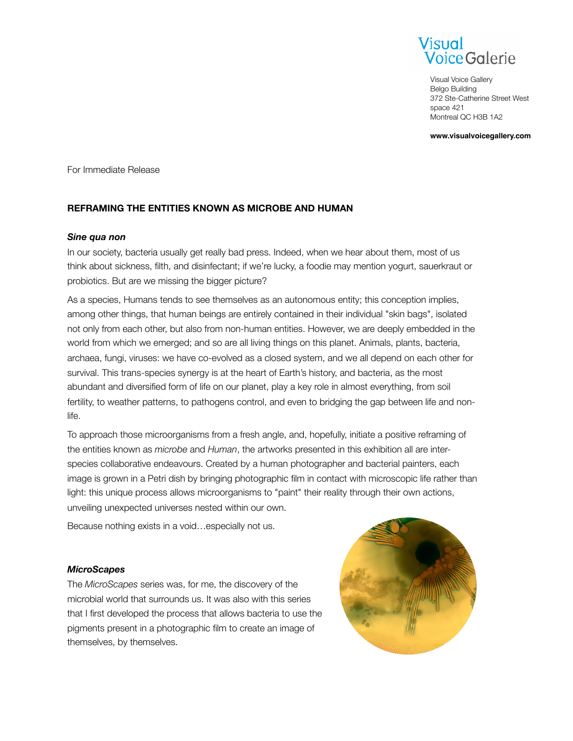Visual Voice Galerie

Visual Voice Gallery
Belgo Building
372 Ste-Catherine Street West
space 421
Montreal QC H3B 1A2

**www.visualvoicegallery.com**

For Immediate Release

## REFRAMING THE ENTITIES KNOWN AS MICROBE AND HUMAN

### ***Sine qua non***

In our society, bacteria usually get really bad press. Indeed, when we hear about them, most of us think about sickness, filth, and disinfectant; if we're lucky, a foodie may mention yogurt, sauerkraut or probiotics. But are we missing the bigger picture?

As a species, Humans tends to see themselves as an autonomous entity; this conception implies, among other things, that human beings are entirely contained in their individual "skin bags", isolated not only from each other, but also from non-human entities. However, we are deeply embedded in the world from which we emerged; and so are all living things on this planet. Animals, plants, bacteria, archaea, fungi, viruses: we have co-evolved as a closed system, and we all depend on each other for survival. This trans-species synergy is at the heart of Earth's history, and bacteria, as the most abundant and diversified form of life on our planet, play a key role in almost everything, from soil fertility, to weather patterns, to pathogens control, and even to bridging the gap between life and non-life.

To approach those microorganisms from a fresh angle, and, hopefully, initiate a positive reframing of the entities known as *microbe* and *Human*, the artworks presented in this exhibition all are inter-species collaborative endeavours. Created by a human photographer and bacterial painters, each image is grown in a Petri dish by bringing photographic film in contact with microscopic life rather than light: this unique process allows microorganisms to "paint" their reality through their own actions, unveiling unexpected universes nested within our own.

Because nothing exists in a void…especially not us.

### ***MicroScapes***

The *MicroScapes* series was, for me, the discovery of the microbial world that surrounds us. It was also with this series that I first developed the process that allows bacteria to use the pigments present in a photographic film to create an image of themselves, by themselves.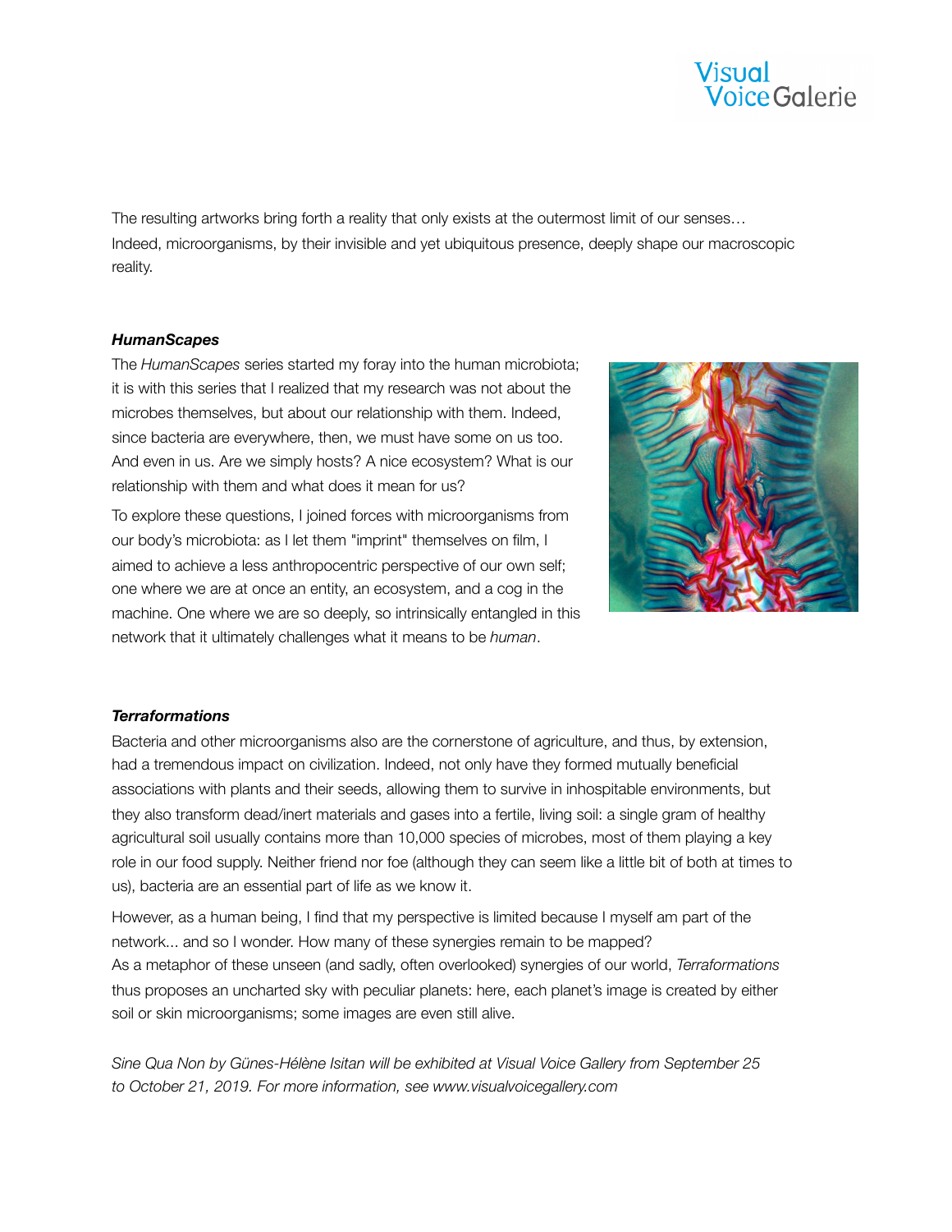The resulting artworks bring forth a reality that only exists at the outermost limit of our senses… Indeed, microorganisms, by their invisible and yet ubiquitous presence, deeply shape our macroscopic reality.

***HumanScapes***

The *HumanScapes* series started my foray into the human microbiota; it is with this series that I realized that my research was not about the microbes themselves, but about our relationship with them. Indeed, since bacteria are everywhere, then, we must have some on us too. And even in us. Are we simply hosts? A nice ecosystem? What is our relationship with them and what does it mean for us?

To explore these questions, I joined forces with microorganisms from our body's microbiota: as I let them "imprint" themselves on film, I aimed to achieve a less anthropocentric perspective of our own self; one where we are at once an entity, an ecosystem, and a cog in the machine. One where we are so deeply, so intrinsically entangled in this network that it ultimately challenges what it means to be *human*.

***Terraformations***

Bacteria and other microorganisms also are the cornerstone of agriculture, and thus, by extension, had a tremendous impact on civilization. Indeed, not only have they formed mutually beneficial associations with plants and their seeds, allowing them to survive in inhospitable environments, but they also transform dead/inert materials and gases into a fertile, living soil: a single gram of healthy agricultural soil usually contains more than 10,000 species of microbes, most of them playing a key role in our food supply. Neither friend nor foe (although they can seem like a little bit of both at times to us), bacteria are an essential part of life as we know it.

However, as a human being, I find that my perspective is limited because I myself am part of the network... and so I wonder. How many of these synergies remain to be mapped?
As a metaphor of these unseen (and sadly, often overlooked) synergies of our world, *Terraformations* thus proposes an uncharted sky with peculiar planets: here, each planet's image is created by either soil or skin microorganisms; some images are even still alive.

*Sine Qua Non by Günes-Hélène Isitan will be exhibited at Visual Voice Gallery from September 25 to October 21, 2019. For more information, see www.visualvoicegallery.com*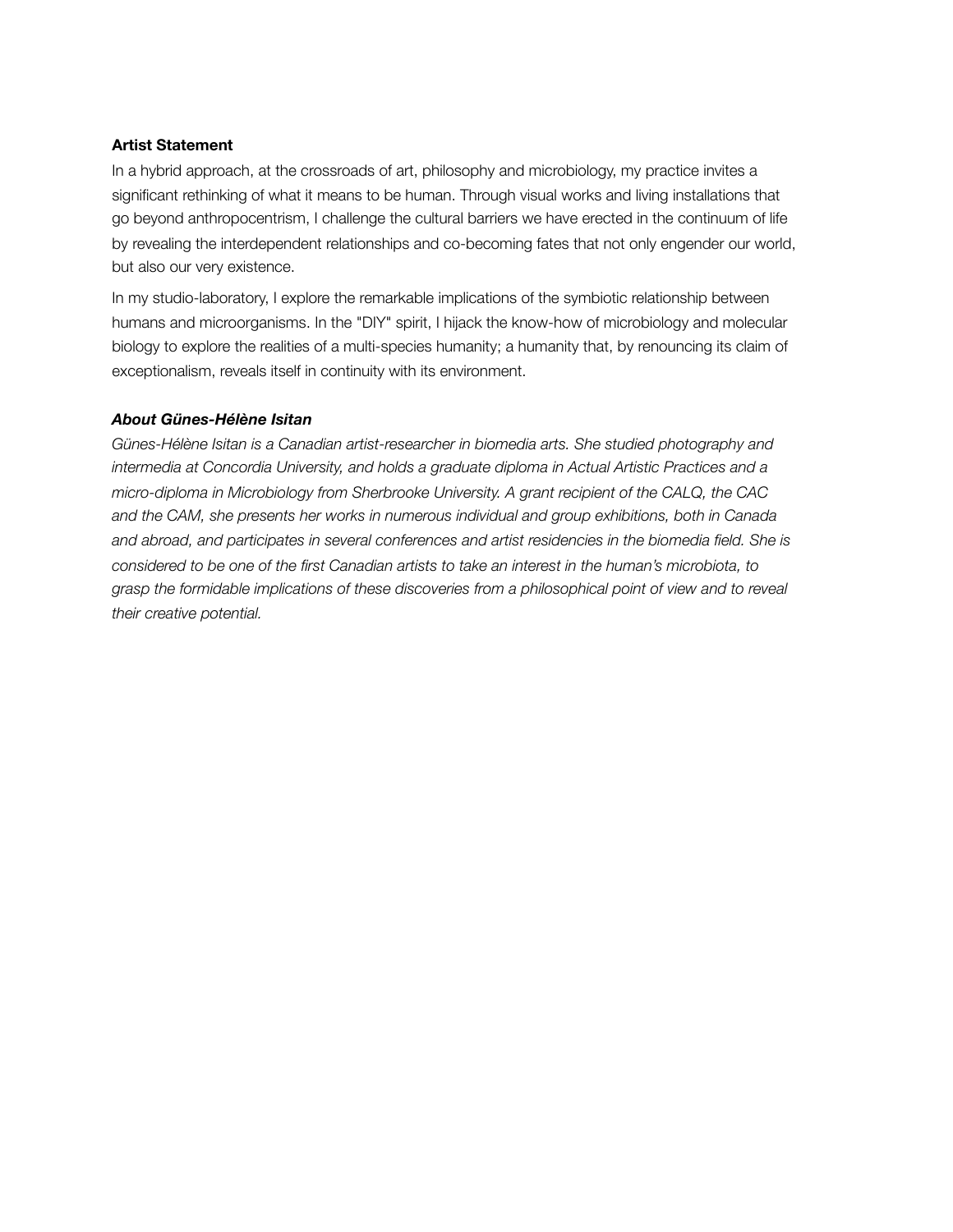**Artist Statement**

In a hybrid approach, at the crossroads of art, philosophy and microbiology, my practice invites a significant rethinking of what it means to be human. Through visual works and living installations that go beyond anthropocentrism, I challenge the cultural barriers we have erected in the continuum of life by revealing the interdependent relationships and co-becoming fates that not only engender our world, but also our very existence.

In my studio-laboratory, I explore the remarkable implications of the symbiotic relationship between humans and microorganisms. In the "DIY" spirit, I hijack the know-how of microbiology and molecular biology to explore the realities of a multi-species humanity; a humanity that, by renouncing its claim of exceptionalism, reveals itself in continuity with its environment.

***About Günes-Hélène Isitan***

*Günes-Hélène Isitan is a Canadian artist-researcher in biomedia arts. She studied photography and intermedia at Concordia University, and holds a graduate diploma in Actual Artistic Practices and a micro-diploma in Microbiology from Sherbrooke University. A grant recipient of the CALQ, the CAC and the CAM, she presents her works in numerous individual and group exhibitions, both in Canada and abroad, and participates in several conferences and artist residencies in the biomedia field. She is considered to be one of the first Canadian artists to take an interest in the human's microbiota, to grasp the formidable implications of these discoveries from a philosophical point of view and to reveal their creative potential.*